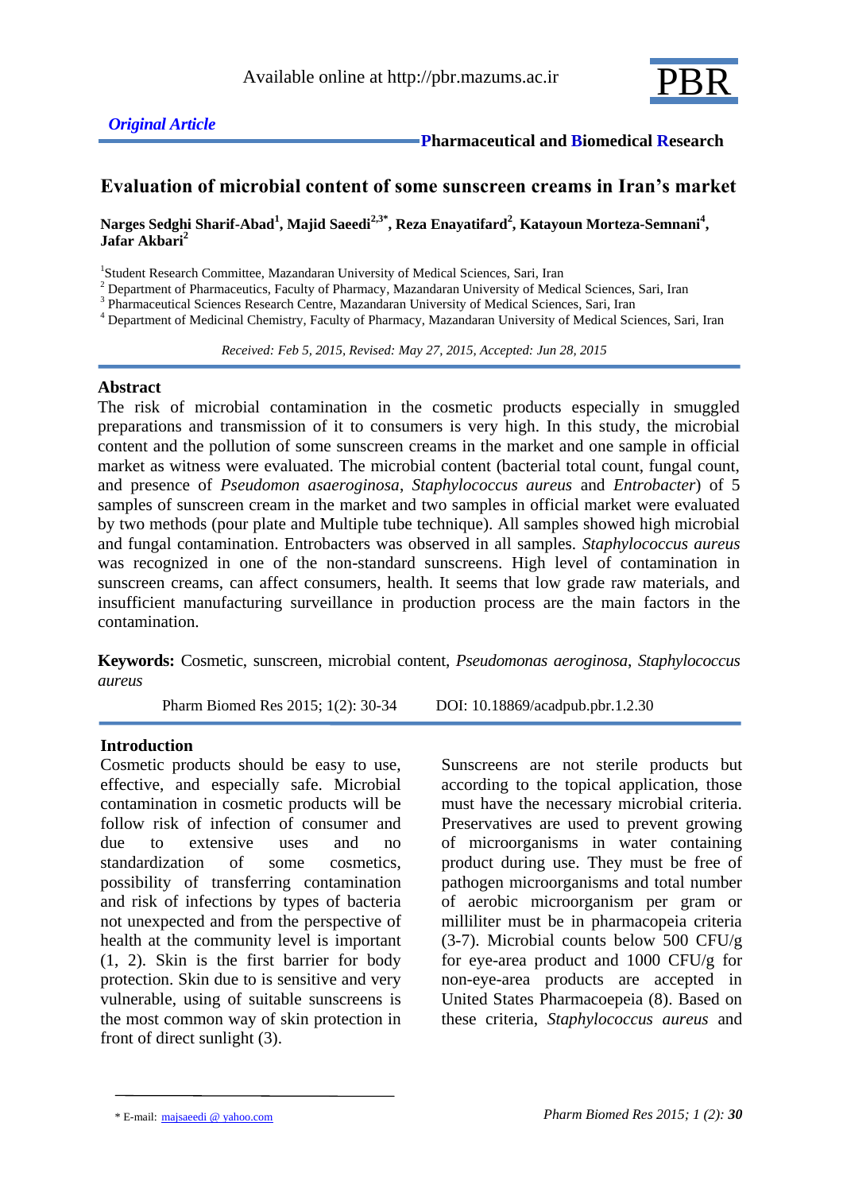*Original Article*

**Pharmaceutical and Biomedical Research**

# Evaluation of microbial content of some sunscreen creams in Iran's market

**Narges Sedghi Sharif-Abad[1], Majid Saeedi[2,3*], Reza Enayatifard[2], Katayoun Morteza-Semnani[4], Jafar Akbari[2]**

[1]Student Research Committee, Mazandaran University of Medical Sciences, Sari, Iran
[2] Department of Pharmaceutics, Faculty of Pharmacy, Mazandaran University of Medical Sciences, Sari, Iran
[3] Pharmaceutical Sciences Research Centre, Mazandaran University of Medical Sciences, Sari, Iran
[4] Department of Medicinal Chemistry, Faculty of Pharmacy, Mazandaran University of Medical Sciences, Sari, Iran

*Received: Feb 5, 2015, Revised: May 27, 2015, Accepted: Jun 28, 2015*

## Abstract

The risk of microbial contamination in the cosmetic products especially in smuggled preparations and transmission of it to consumers is very high. In this study, the microbial content and the pollution of some sunscreen creams in the market and one sample in official market as witness were evaluated. The microbial content (bacterial total count, fungal count, and presence of *Pseudomon asaeroginosa*, *Staphylococcus aureus* and *Entrobacter*) of 5 samples of sunscreen cream in the market and two samples in official market were evaluated by two methods (pour plate and Multiple tube technique). All samples showed high microbial and fungal contamination. Entrobacters was observed in all samples. *Staphylococcus aureus* was recognized in one of the non-standard sunscreens. High level of contamination in sunscreen creams, can affect consumers, health. It seems that low grade raw materials, and insufficient manufacturing surveillance in production process are the main factors in the contamination.

**Keywords:** Cosmetic, sunscreen, microbial content, *Pseudomonas aeroginosa*, *Staphylococcus aureus*

Pharm Biomed Res 2015; 1(2): 30-34   DOI: 10.18869/acadpub.pbr.1.2.30

## Introduction

Cosmetic products should be easy to use, effective, and especially safe. Microbial contamination in cosmetic products will be follow risk of infection of consumer and due to extensive uses and no standardization of some cosmetics, possibility of transferring contamination and risk of infections by types of bacteria not unexpected and from the perspective of health at the community level is important (1, 2). Skin is the first barrier for body protection. Skin due to is sensitive and very vulnerable, using of suitable sunscreens is the most common way of skin protection in front of direct sunlight (3).

Sunscreens are not sterile products but according to the topical application, those must have the necessary microbial criteria. Preservatives are used to prevent growing of microorganisms in water containing product during use. They must be free of pathogen microorganisms and total number of aerobic microorganism per gram or milliliter must be in pharmacopeia criteria (3-7). Microbial counts below 500 CFU/g for eye-area product and 1000 CFU/g for non-eye-area products are accepted in United States Pharmacoepeia (8). Based on these criteria, *Staphylococcus aureus* and

\* E-mail: majsaeedi @ yahoo.com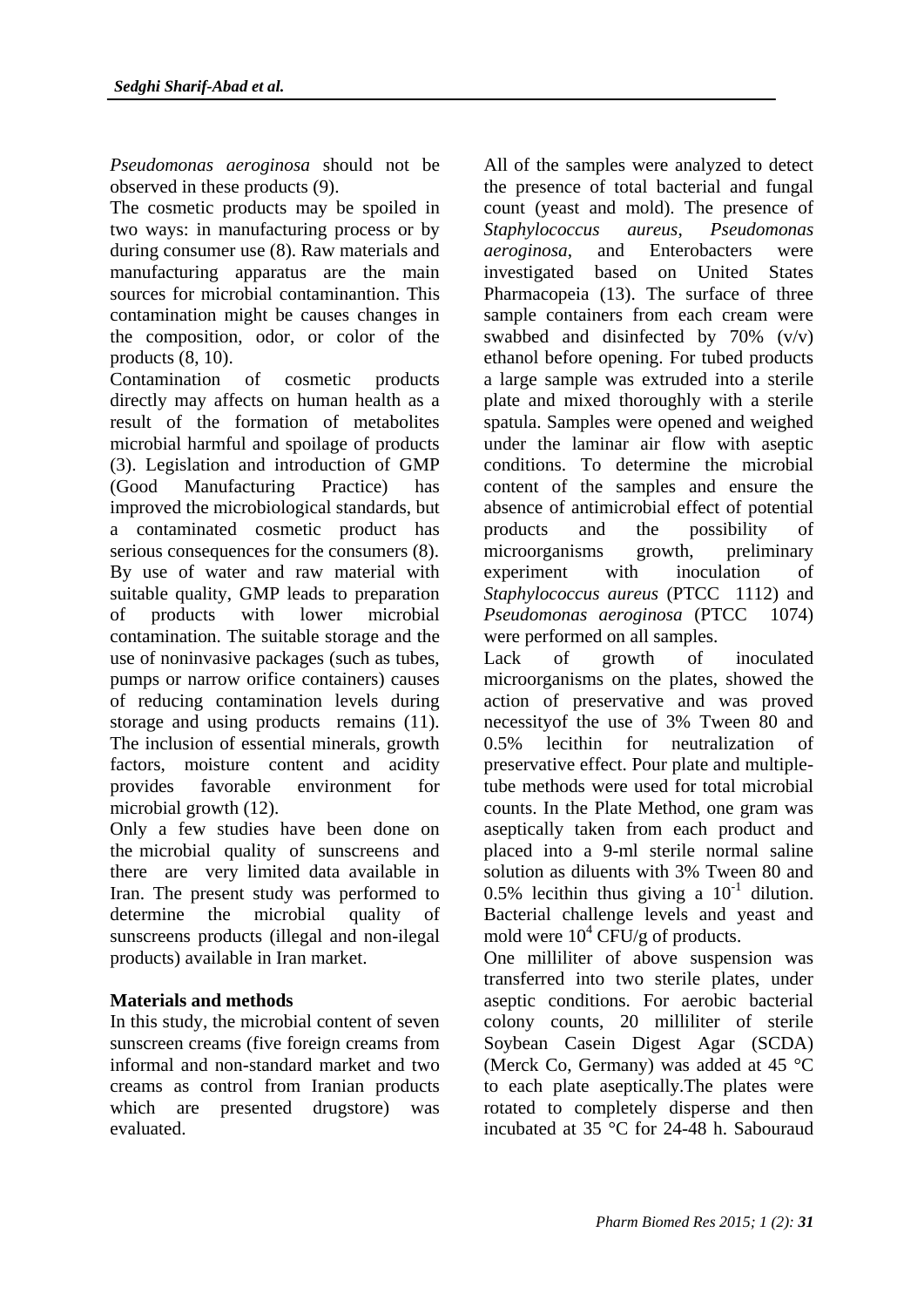*Pseudomonas aeroginosa* should not be observed in these products (9).

The cosmetic products may be spoiled in two ways: in manufacturing process or by during consumer use (8). Raw materials and manufacturing apparatus are the main sources for microbial contaminantion. This contamination might be causes changes in the composition, odor, or color of the products (8, 10).

Contamination of cosmetic products directly may affects on human health as a result of the formation of metabolites microbial harmful and spoilage of products (3). Legislation and introduction of GMP (Good Manufacturing Practice) has improved the microbiological standards, but a contaminated cosmetic product has serious consequences for the consumers (8). By use of water and raw material with suitable quality, GMP leads to preparation of products with lower microbial contamination. The suitable storage and the use of noninvasive packages (such as tubes, pumps or narrow orifice containers) causes of reducing contamination levels during storage and using products remains (11). The inclusion of essential minerals, growth factors, moisture content and acidity provides favorable environment for microbial growth (12).

Only a few studies have been done on the microbial quality of sunscreens and there are very limited data available in Iran. The present study was performed to determine the microbial quality of sunscreens products (illegal and non-ilegal products) available in Iran market.

## Materials and methods

In this study, the microbial content of seven sunscreen creams (five foreign creams from informal and non-standard market and two creams as control from Iranian products which are presented drugstore) was evaluated.

All of the samples were analyzed to detect the presence of total bacterial and fungal count (yeast and mold). The presence of *Staphylococcus aureus*, *Pseudomonas aeroginosa*, and Enterobacters were investigated based on United States Pharmacopeia (13). The surface of three sample containers from each cream were swabbed and disinfected by 70% (v/v) ethanol before opening. For tubed products a large sample was extruded into a sterile plate and mixed thoroughly with a sterile spatula. Samples were opened and weighed under the laminar air flow with aseptic conditions. To determine the microbial content of the samples and ensure the absence of antimicrobial effect of potential products and the possibility of microorganisms growth, preliminary experiment with inoculation of *Staphylococcus aureus* (PTCC 1112) and *Pseudomonas aeroginosa* (PTCC 1074) were performed on all samples.

Lack of growth of inoculated microorganisms on the plates, showed the action of preservative and was proved necessityof the use of 3% Tween 80 and 0.5% lecithin for neutralization of preservative effect. Pour plate and multiple-tube methods were used for total microbial counts. In the Plate Method, one gram was aseptically taken from each product and placed into a 9-ml sterile normal saline solution as diluents with 3% Tween 80 and 0.5% lecithin thus giving a $10^{-1}$ dilution. Bacterial challenge levels and yeast and mold were $10^4$ CFU/g of products.

One milliliter of above suspension was transferred into two sterile plates, under aseptic conditions. For aerobic bacterial colony counts, 20 milliliter of sterile Soybean Casein Digest Agar (SCDA) (Merck Co, Germany) was added at 45 °C to each plate aseptically.The plates were rotated to completely disperse and then incubated at 35 °C for 24-48 h. Sabouraud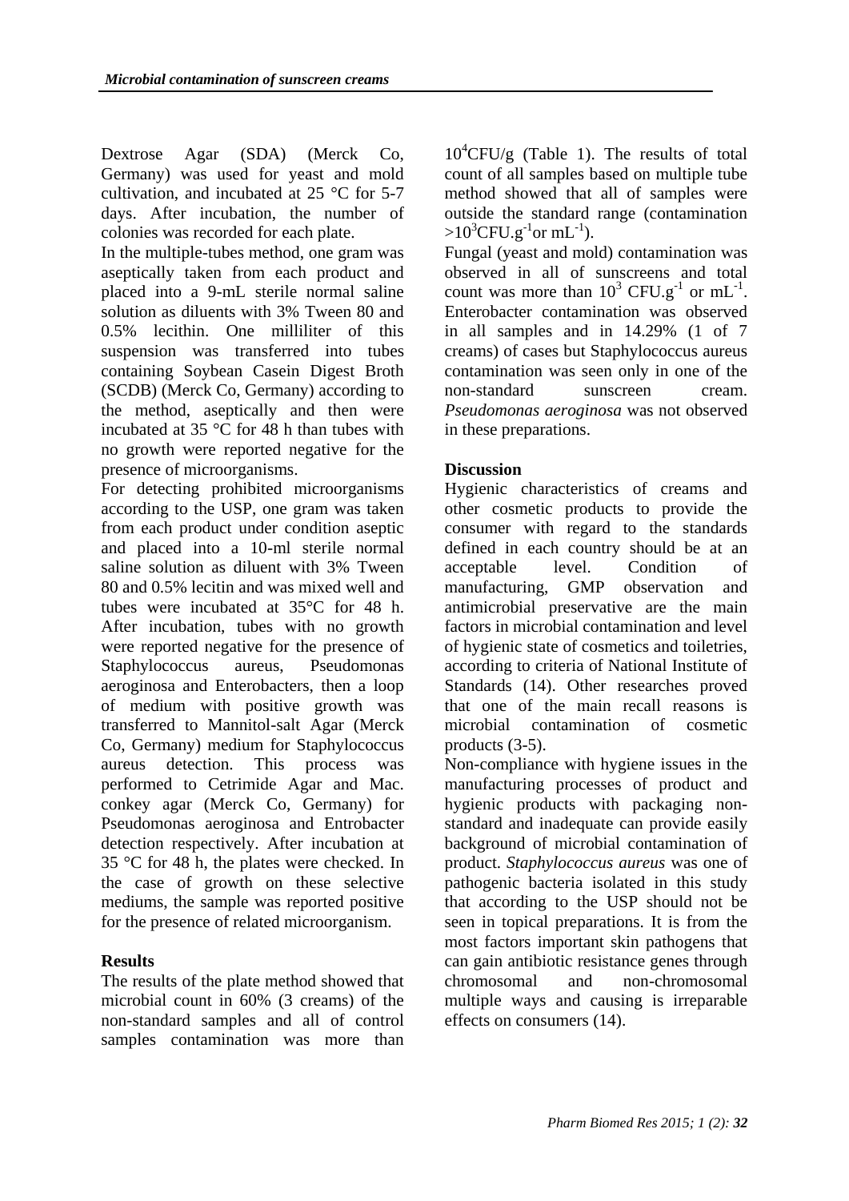Dextrose Agar (SDA) (Merck Co, Germany) was used for yeast and mold cultivation, and incubated at 25 °C for 5-7 days. After incubation, the number of colonies was recorded for each plate.

In the multiple-tubes method, one gram was aseptically taken from each product and placed into a 9-mL sterile normal saline solution as diluents with 3% Tween 80 and 0.5% lecithin. One milliliter of this suspension was transferred into tubes containing Soybean Casein Digest Broth (SCDB) (Merck Co, Germany) according to the method, aseptically and then were incubated at 35 °C for 48 h than tubes with no growth were reported negative for the presence of microorganisms.

For detecting prohibited microorganisms according to the USP, one gram was taken from each product under condition aseptic and placed into a 10-ml sterile normal saline solution as diluent with 3% Tween 80 and 0.5% lecitin and was mixed well and tubes were incubated at 35°C for 48 h. After incubation, tubes with no growth were reported negative for the presence of Staphylococcus aureus, Pseudomonas aeroginosa and Enterobacters, then a loop of medium with positive growth was transferred to Mannitol-salt Agar (Merck Co, Germany) medium for Staphylococcus aureus detection. This process was performed to Cetrimide Agar and Mac. conkey agar (Merck Co, Germany) for Pseudomonas aeroginosa and Entrobacter detection respectively. After incubation at 35 °C for 48 h, the plates were checked. In the case of growth on these selective mediums, the sample was reported positive for the presence of related microorganism.

## Results

The results of the plate method showed that microbial count in 60% (3 creams) of the non-standard samples and all of control samples contamination was more than $10^4$CFU/g (Table 1). The results of total count of all samples based on multiple tube method showed that all of samples were outside the standard range (contamination $>10^3$CFU.$g^{-1}$or $mL^{-1}$).

Fungal (yeast and mold) contamination was observed in all of sunscreens and total count was more than $10^3$ CFU.$g^{-1}$ or $mL^{-1}$. Enterobacter contamination was observed in all samples and in 14.29% (1 of 7 creams) of cases but Staphylococcus aureus contamination was seen only in one of the non-standard sunscreen cream. *Pseudomonas aeroginosa* was not observed in these preparations.

## Discussion

Hygienic characteristics of creams and other cosmetic products to provide the consumer with regard to the standards defined in each country should be at an acceptable level. Condition of manufacturing, GMP observation and antimicrobial preservative are the main factors in microbial contamination and level of hygienic state of cosmetics and toiletries, according to criteria of National Institute of Standards (14). Other researches proved that one of the main recall reasons is microbial contamination of cosmetic products (3-5).

Non-compliance with hygiene issues in the manufacturing processes of product and hygienic products with packaging non-standard and inadequate can provide easily background of microbial contamination of product. *Staphylococcus aureus* was one of pathogenic bacteria isolated in this study that according to the USP should not be seen in topical preparations. It is from the most factors important skin pathogens that can gain antibiotic resistance genes through chromosomal and non-chromosomal multiple ways and causing is irreparable effects on consumers (14).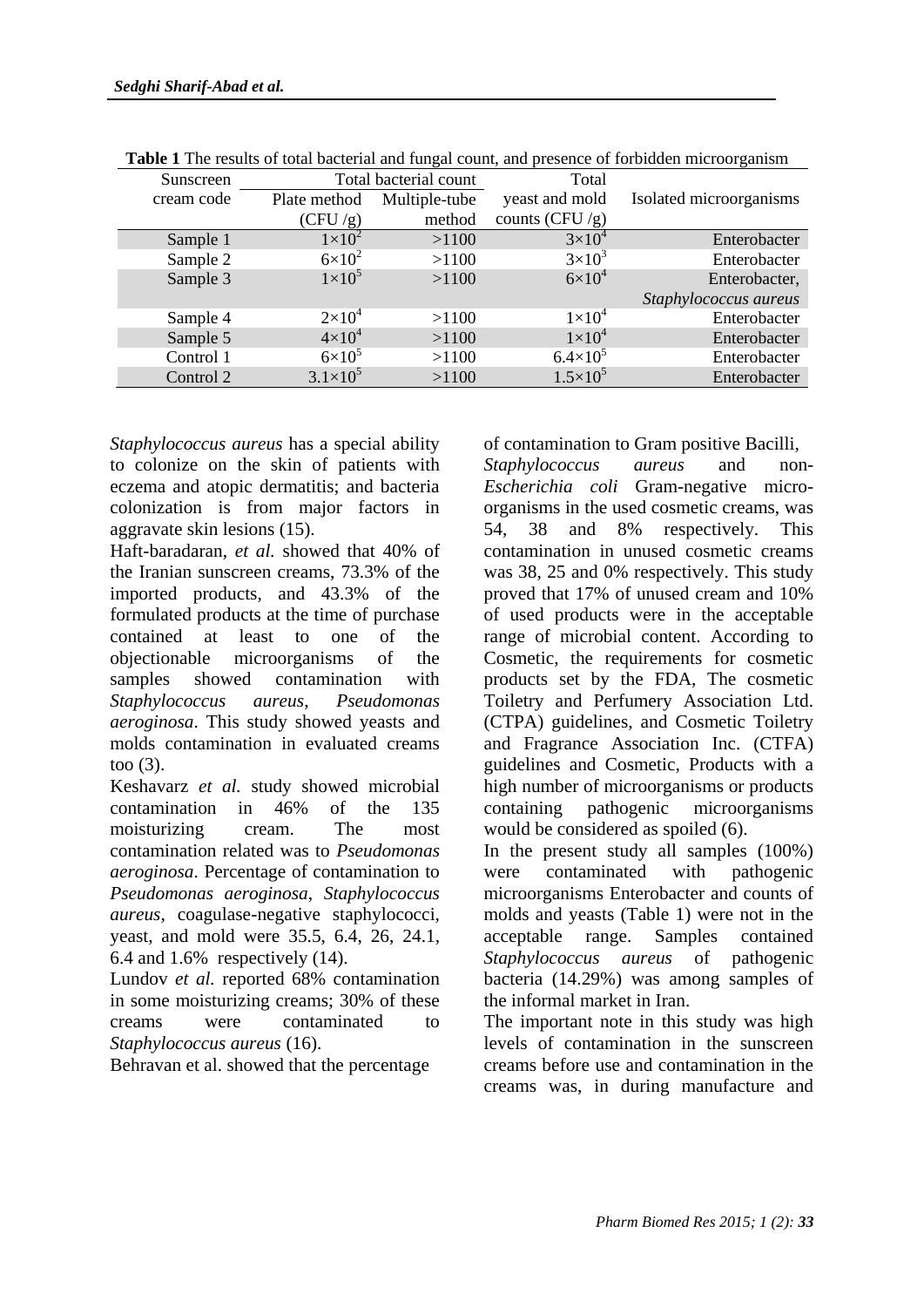**Table 1** The results of total bacterial and fungal count, and presence of forbidden microorganism

| Sunscreen cream code | Total bacterial count | | Total yeast and mold counts (CFU /g) | Isolated microorganisms |
|---|---|---|---|---|
| | Plate method (CFU /g) | Multiple-tube method | | |
| Sample 1 | $1\times10^2$ | >1100 | $3\times10^4$ | Enterobacter |
| Sample 2 | $6\times10^2$ | >1100 | $3\times10^3$ | Enterobacter |
| Sample 3 | $1\times10^5$ | >1100 | $6\times10^4$ | Enterobacter, *Staphylococcus aureus* |
| Sample 4 | $2\times10^4$ | >1100 | $1\times10^4$ | Enterobacter |
| Sample 5 | $4\times10^4$ | >1100 | $1\times10^4$ | Enterobacter |
| Control 1 | $6\times10^5$ | >1100 | $6.4\times10^5$ | Enterobacter |
| Control 2 | $3.1\times10^5$ | >1100 | $1.5\times10^5$ | Enterobacter |

*Staphylococcus aureus* has a special ability to colonize on the skin of patients with eczema and atopic dermatitis; and bacteria colonization is from major factors in aggravate skin lesions (15).

Haft-baradaran, *et al.* showed that 40% of the Iranian sunscreen creams, 73.3% of the imported products, and 43.3% of the formulated products at the time of purchase contained at least to one of the objectionable microorganisms of the samples showed contamination with *Staphylococcus aureus*, *Pseudomonas aeroginosa*. This study showed yeasts and molds contamination in evaluated creams too (3).

Keshavarz *et al.* study showed microbial contamination in 46% of the 135 moisturizing cream. The most contamination related was to *Pseudomonas aeroginosa*. Percentage of contamination to *Pseudomonas aeroginosa*, *Staphylococcus aureus*, coagulase-negative staphylococci, yeast, and mold were 35.5, 6.4, 26, 24.1, 6.4 and 1.6% respectively (14).

Lundov *et al.* reported 68% contamination in some moisturizing creams; 30% of these creams were contaminated to *Staphylococcus aureus* (16).

Behravan et al. showed that the percentage of contamination to Gram positive Bacilli, *Staphylococcus aureus* and non-*Escherichia coli* Gram-negative micro-organisms in the used cosmetic creams, was 54, 38 and 8% respectively. This contamination in unused cosmetic creams was 38, 25 and 0% respectively. This study proved that 17% of unused cream and 10% of used products were in the acceptable range of microbial content. According to Cosmetic, the requirements for cosmetic products set by the FDA, The cosmetic Toiletry and Perfumery Association Ltd. (CTPA) guidelines, and Cosmetic Toiletry and Fragrance Association Inc. (CTFA) guidelines and Cosmetic, Products with a high number of microorganisms or products containing pathogenic microorganisms would be considered as spoiled (6).

In the present study all samples (100%) were contaminated with pathogenic microorganisms Enterobacter and counts of molds and yeasts (Table 1) were not in the acceptable range. Samples contained *Staphylococcus aureus* of pathogenic bacteria (14.29%) was among samples of the informal market in Iran.

The important note in this study was high levels of contamination in the sunscreen creams before use and contamination in the creams was, in during manufacture and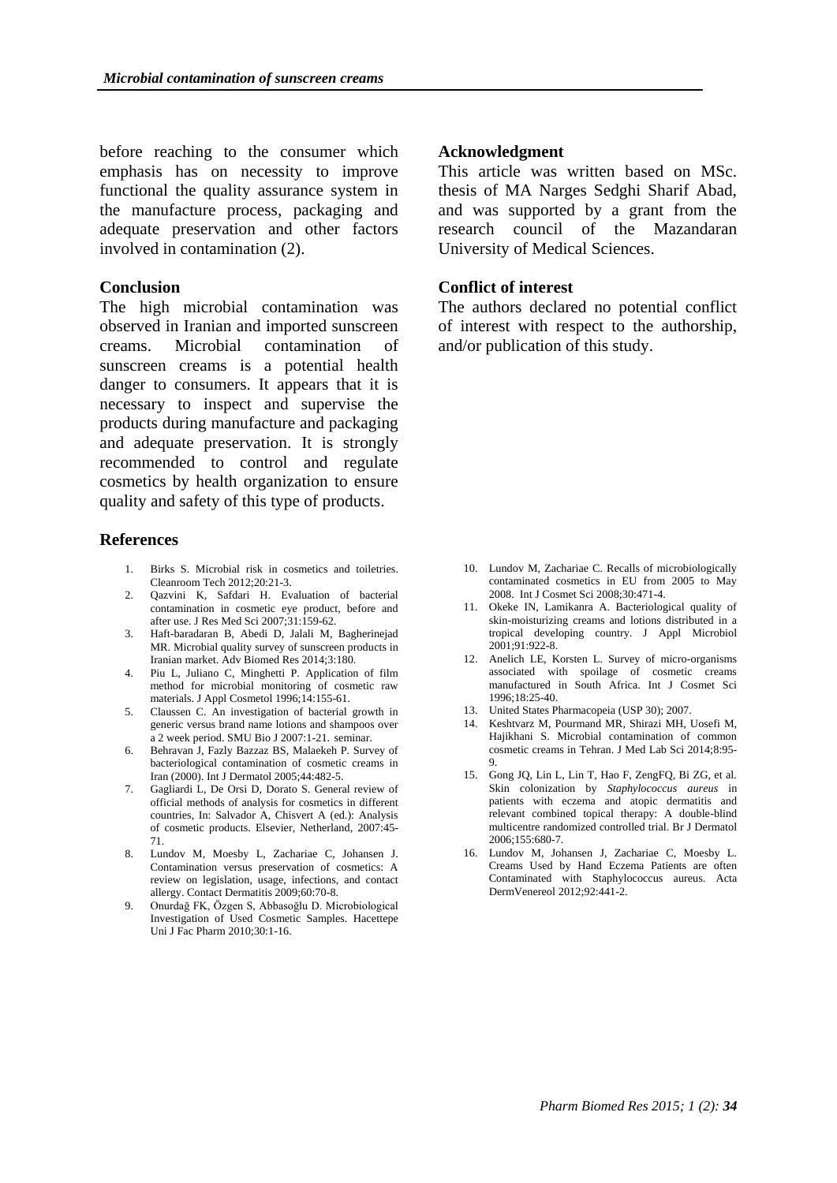before reaching to the consumer which emphasis has on necessity to improve functional the quality assurance system in the manufacture process, packaging and adequate preservation and other factors involved in contamination (2).

## Conclusion

The high microbial contamination was observed in Iranian and imported sunscreen creams. Microbial contamination of sunscreen creams is a potential health danger to consumers. It appears that it is necessary to inspect and supervise the products during manufacture and packaging and adequate preservation. It is strongly recommended to control and regulate cosmetics by health organization to ensure quality and safety of this type of products.

## Acknowledgment

This article was written based on MSc. thesis of MA Narges Sedghi Sharif Abad, and was supported by a grant from the research council of the Mazandaran University of Medical Sciences.

## Conflict of interest

The authors declared no potential conflict of interest with respect to the authorship, and/or publication of this study.

## References

1. Birks S. Microbial risk in cosmetics and toiletries. Cleanroom Tech 2012;20:21-3.
2. Qazvini K, Safdari H. Evaluation of bacterial contamination in cosmetic eye product, before and after use. J Res Med Sci 2007;31:159-62.
3. Haft-baradaran B, Abedi D, Jalali M, Bagherinejad MR. Microbial quality survey of sunscreen products in Iranian market. Adv Biomed Res 2014;3:180.
4. Piu L, Juliano C, Minghetti P. Application of film method for microbial monitoring of cosmetic raw materials. J Appl Cosmetol 1996;14:155-61.
5. Claussen C. An investigation of bacterial growth in generic versus brand name lotions and shampoos over a 2 week period. SMU Bio J 2007:1-21. seminar.
6. Behravan J, Fazly Bazzaz BS, Malaekeh P. Survey of bacteriological contamination of cosmetic creams in Iran (2000). Int J Dermatol 2005;44:482-5.
7. Gagliardi L, De Orsi D, Dorato S. General review of official methods of analysis for cosmetics in different countries, In: Salvador A, Chisvert A (ed.): Analysis of cosmetic products. Elsevier, Netherland, 2007:45-71.
8. Lundov M, Moesby L, Zachariae C, Johansen J. Contamination versus preservation of cosmetics: A review on legislation, usage, infections, and contact allergy. Contact Dermatitis 2009;60:70-8.
9. Onurdağ FK, Özgen S, Abbasoğlu D. Microbiological Investigation of Used Cosmetic Samples. Hacettepe Uni J Fac Pharm 2010;30:1-16.
10. Lundov M, Zachariae C. Recalls of microbiologically contaminated cosmetics in EU from 2005 to May 2008. Int J Cosmet Sci 2008;30:471-4.
11. Okeke IN, Lamikanra A. Bacteriological quality of skin-moisturizing creams and lotions distributed in a tropical developing country. J Appl Microbiol 2001;91:922-8.
12. Anelich LE, Korsten L. Survey of micro-organisms associated with spoilage of cosmetic creams manufactured in South Africa. Int J Cosmet Sci 1996;18:25-40.
13. United States Pharmacopeia (USP 30); 2007.
14. Keshtvarz M, Pourmand MR, Shirazi MH, Uosefi M, Hajikhani S. Microbial contamination of common cosmetic creams in Tehran. J Med Lab Sci 2014;8:95-9.
15. Gong JQ, Lin L, Lin T, Hao F, ZengFQ, Bi ZG, et al. Skin colonization by *Staphylococcus aureus* in patients with eczema and atopic dermatitis and relevant combined topical therapy: A double-blind multicentre randomized controlled trial. Br J Dermatol 2006;155:680-7.
16. Lundov M, Johansen J, Zachariae C, Moesby L. Creams Used by Hand Eczema Patients are often Contaminated with Staphylococcus aureus. Acta DermVenereol 2012;92:441-2.